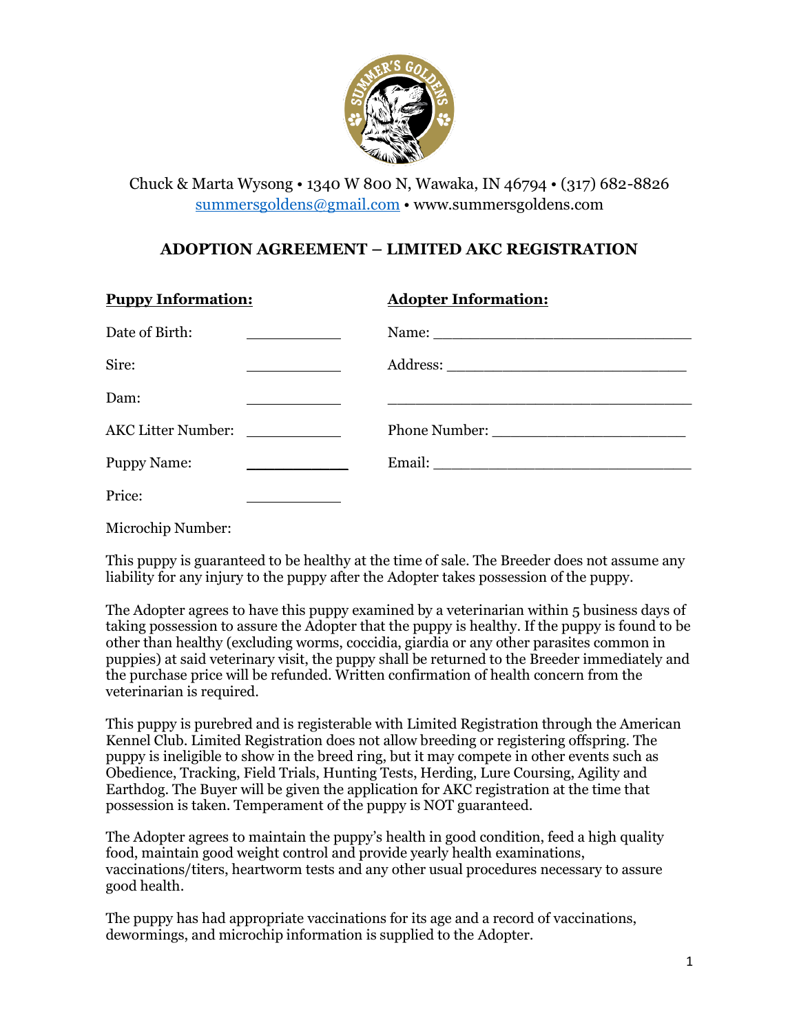Chuck & Marta Wysong • 1340 W 800 N, Wawaka, IN 46794 • (317) 682-8826
summersgoldens@gmail.com • www.summersgoldens.com

## ADOPTION AGREEMENT – LIMITED AKC REGISTRATION

| **Puppy Information:** | | **Adopter Information:** |
|---|---|---|
| Date of Birth: | ___________ | Name: ______________________________ |
| Sire: | ___________ | Address: ____________________________ |
| Dam: | ___________ | ____________________________________ |
| AKC Litter Number: | ___________ | Phone Number: ______________________ |
| Puppy Name: | ___________ | Email: ______________________________ |
| Price: | ___________ | |
| Microchip Number: | | |

This puppy is guaranteed to be healthy at the time of sale. The Breeder does not assume any liability for any injury to the puppy after the Adopter takes possession of the puppy.

The Adopter agrees to have this puppy examined by a veterinarian within 5 business days of taking possession to assure the Adopter that the puppy is healthy. If the puppy is found to be other than healthy (excluding worms, coccidia, giardia or any other parasites common in puppies) at said veterinary visit, the puppy shall be returned to the Breeder immediately and the purchase price will be refunded. Written confirmation of health concern from the veterinarian is required.

This puppy is purebred and is registerable with Limited Registration through the American Kennel Club. Limited Registration does not allow breeding or registering offspring. The puppy is ineligible to show in the breed ring, but it may compete in other events such as Obedience, Tracking, Field Trials, Hunting Tests, Herding, Lure Coursing, Agility and Earthdog. The Buyer will be given the application for AKC registration at the time that possession is taken. Temperament of the puppy is NOT guaranteed.

The Adopter agrees to maintain the puppy's health in good condition, feed a high quality food, maintain good weight control and provide yearly health examinations, vaccinations/titers, heartworm tests and any other usual procedures necessary to assure good health.

The puppy has had appropriate vaccinations for its age and a record of vaccinations, dewormings, and microchip information is supplied to the Adopter.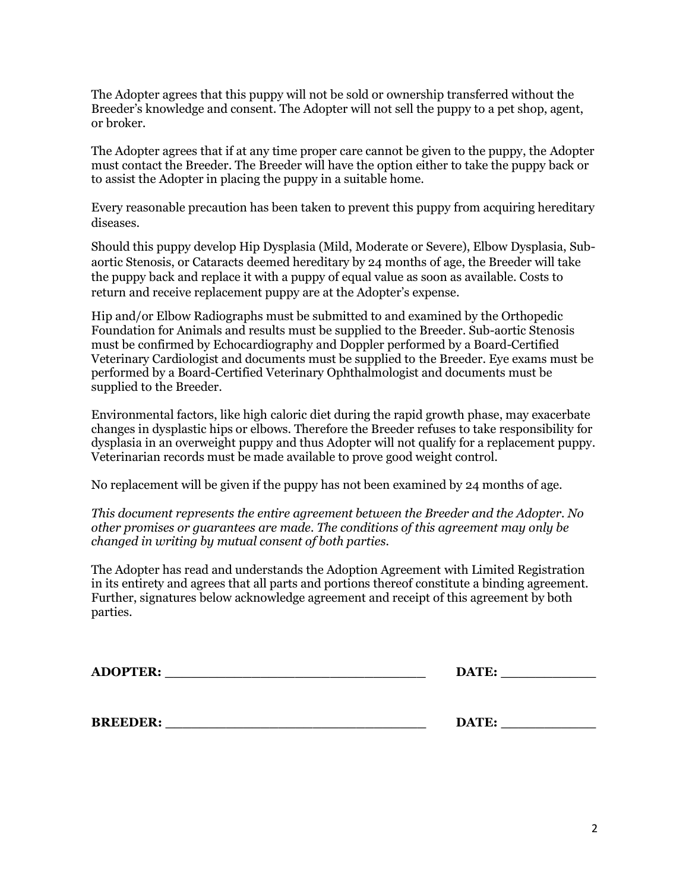The Adopter agrees that this puppy will not be sold or ownership transferred without the Breeder's knowledge and consent. The Adopter will not sell the puppy to a pet shop, agent, or broker.

The Adopter agrees that if at any time proper care cannot be given to the puppy, the Adopter must contact the Breeder. The Breeder will have the option either to take the puppy back or to assist the Adopter in placing the puppy in a suitable home.

Every reasonable precaution has been taken to prevent this puppy from acquiring hereditary diseases.

Should this puppy develop Hip Dysplasia (Mild, Moderate or Severe), Elbow Dysplasia, Sub-aortic Stenosis, or Cataracts deemed hereditary by 24 months of age, the Breeder will take the puppy back and replace it with a puppy of equal value as soon as available. Costs to return and receive replacement puppy are at the Adopter's expense.

Hip and/or Elbow Radiographs must be submitted to and examined by the Orthopedic Foundation for Animals and results must be supplied to the Breeder. Sub-aortic Stenosis must be confirmed by Echocardiography and Doppler performed by a Board-Certified Veterinary Cardiologist and documents must be supplied to the Breeder. Eye exams must be performed by a Board-Certified Veterinary Ophthalmologist and documents must be supplied to the Breeder.

Environmental factors, like high caloric diet during the rapid growth phase, may exacerbate changes in dysplastic hips or elbows. Therefore the Breeder refuses to take responsibility for dysplasia in an overweight puppy and thus Adopter will not qualify for a replacement puppy. Veterinarian records must be made available to prove good weight control.

No replacement will be given if the puppy has not been examined by 24 months of age.

*This document represents the entire agreement between the Breeder and the Adopter. No other promises or guarantees are made. The conditions of this agreement may only be changed in writing by mutual consent of both parties.*

The Adopter has read and understands the Adoption Agreement with Limited Registration in its entirety and agrees that all parts and portions thereof constitute a binding agreement. Further, signatures below acknowledge agreement and receipt of this agreement by both parties.

**ADOPTER:** ________________________________ **DATE:** ____________

**BREEDER:** ________________________________ **DATE:** ____________